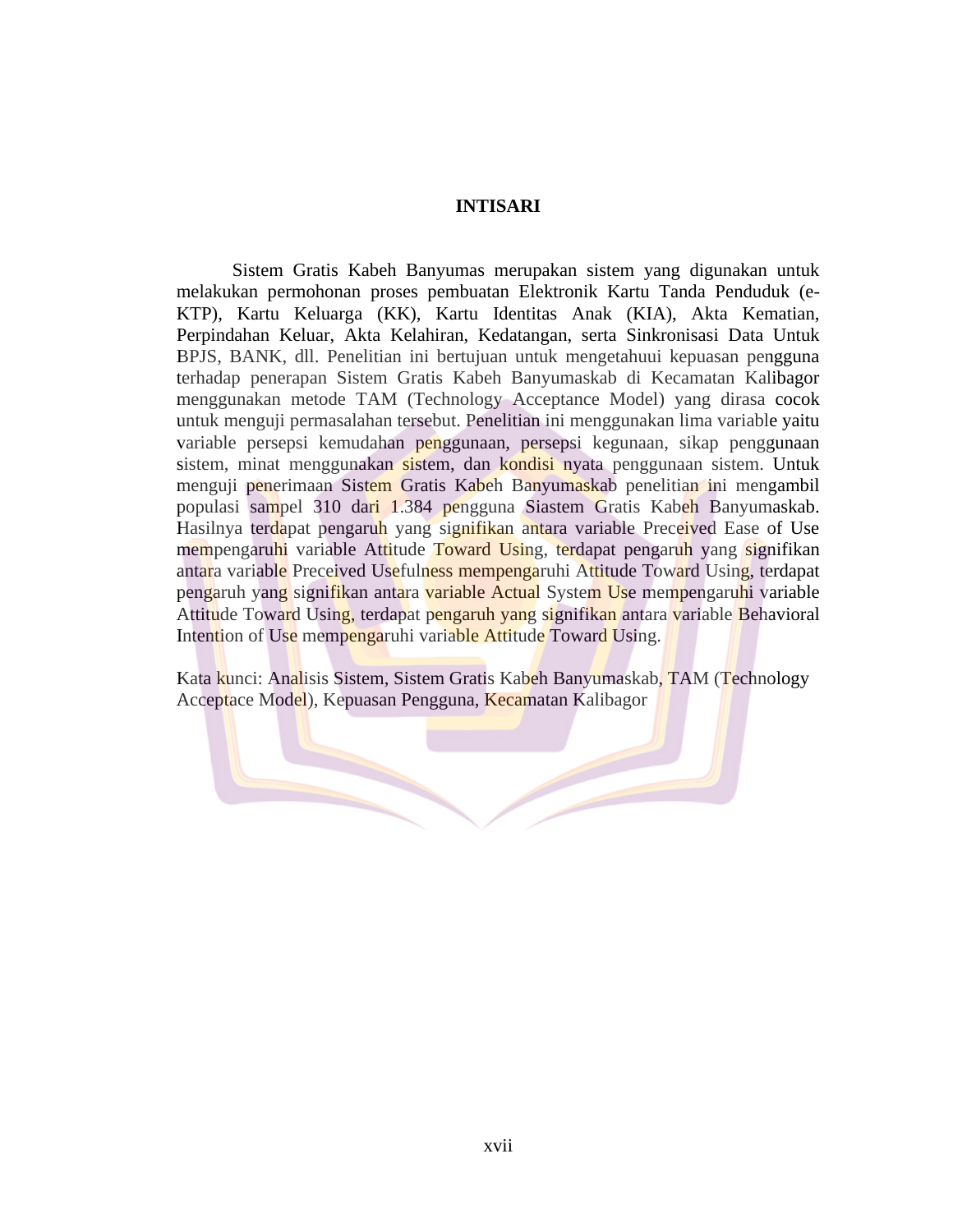# INTISARI

Sistem Gratis Kabeh Banyumas merupakan sistem yang digunakan untuk melakukan permohonan proses pembuatan Elektronik Kartu Tanda Penduduk (e-KTP), Kartu Keluarga (KK), Kartu Identitas Anak (KIA), Akta Kematian, Perpindahan Keluar, Akta Kelahiran, Kedatangan, serta Sinkronisasi Data Untuk BPJS, BANK, dll. Penelitian ini bertujuan untuk mengetahuui kepuasan pengguna terhadap penerapan Sistem Gratis Kabeh Banyumaskab di Kecamatan Kalibagor menggunakan metode TAM (Technology Acceptance Model) yang dirasa cocok untuk menguji permasalahan tersebut. Penelitian ini menggunakan lima variable yaitu variable persepsi kemudahan penggunaan, persepsi kegunaan, sikap penggunaan sistem, minat menggunakan sistem, dan kondisi nyata penggunaan sistem. Untuk menguji penerimaan Sistem Gratis Kabeh Banyumaskab penelitian ini mengambil populasi sampel 310 dari 1.384 pengguna Siastem Gratis Kabeh Banyumaskab. Hasilnya terdapat pengaruh yang signifikan antara variable Preceived Ease of Use mempengaruhi variable Attitude Toward Using, terdapat pengaruh yang signifikan antara variable Preceived Usefulness mempengaruhi Attitude Toward Using, terdapat pengaruh yang signifikan antara variable Actual System Use mempengaruhi variable Attitude Toward Using, terdapat pengaruh yang signifikan antara variable Behavioral Intention of Use mempengaruhi variable Attitude Toward Using.

Kata kunci: Analisis Sistem, Sistem Gratis Kabeh Banyumaskab, TAM (Technology Acceptace Model), Kepuasan Pengguna, Kecamatan Kalibagor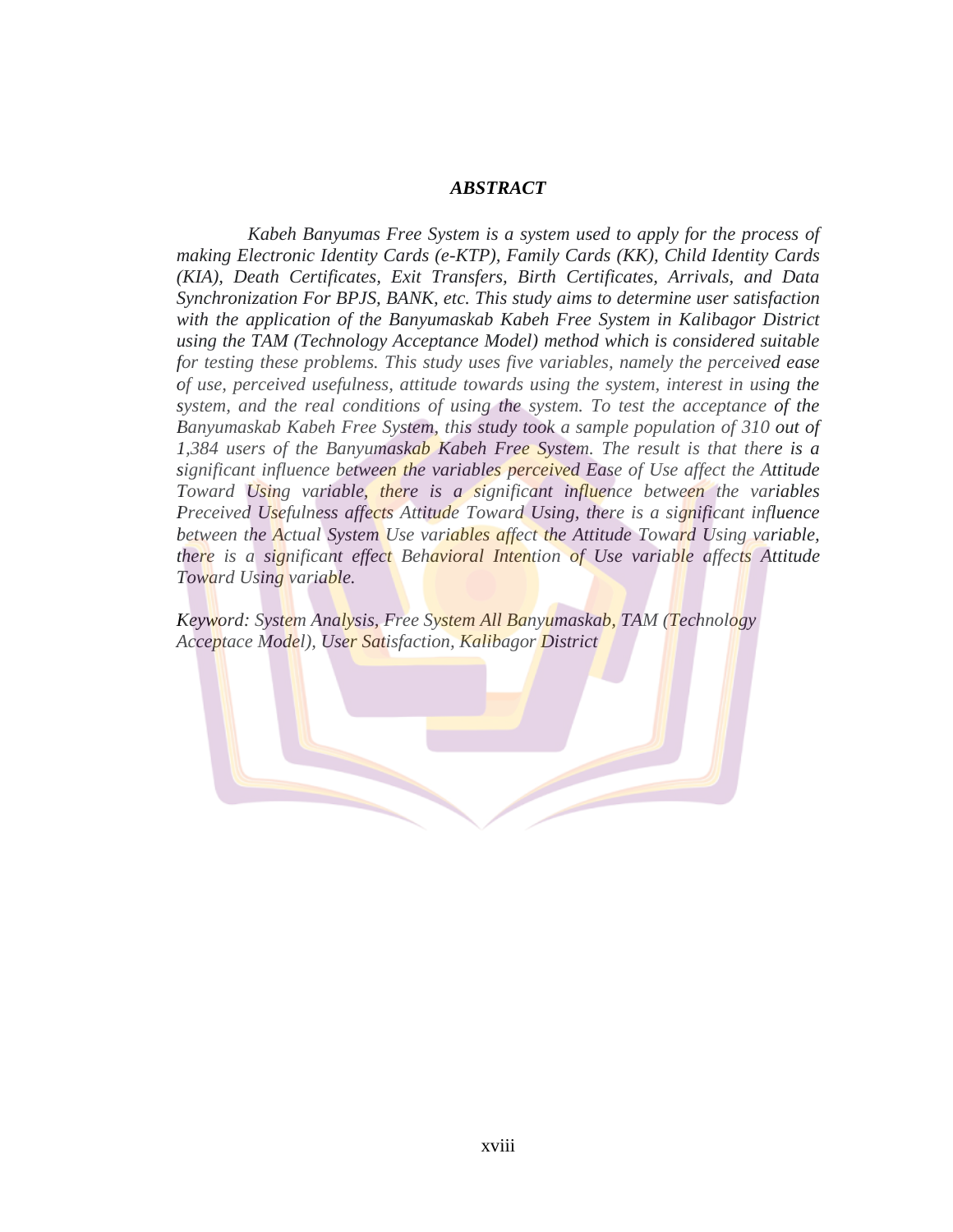## *ABSTRACT*

*Kabeh Banyumas Free System is a system used to apply for the process of making Electronic Identity Cards (e-KTP), Family Cards (KK), Child Identity Cards (KIA), Death Certificates, Exit Transfers, Birth Certificates, Arrivals, and Data Synchronization For BPJS, BANK, etc. This study aims to determine user satisfaction with the application of the Banyumaskab Kabeh Free System in Kalibagor District using the TAM (Technology Acceptance Model) method which is considered suitable for testing these problems. This study uses five variables, namely the perceived ease of use, perceived usefulness, attitude towards using the system, interest in using the system, and the real conditions of using the system. To test the acceptance of the Banyumaskab Kabeh Free System, this study took a sample population of 310 out of 1,384 users of the Banyumaskab Kabeh Free System. The result is that there is a significant influence between the variables perceived Ease of Use affect the Attitude Toward Using variable, there is a significant influence between the variables Preceived Usefulness affects Attitude Toward Using, there is a significant influence between the Actual System Use variables affect the Attitude Toward Using variable, there is a significant effect Behavioral Intention of Use variable affects Attitude Toward Using variable.*

*Keyword: System Analysis, Free System All Banyumaskab, TAM (Technology Acceptace Model), User Satisfaction, Kalibagor District*